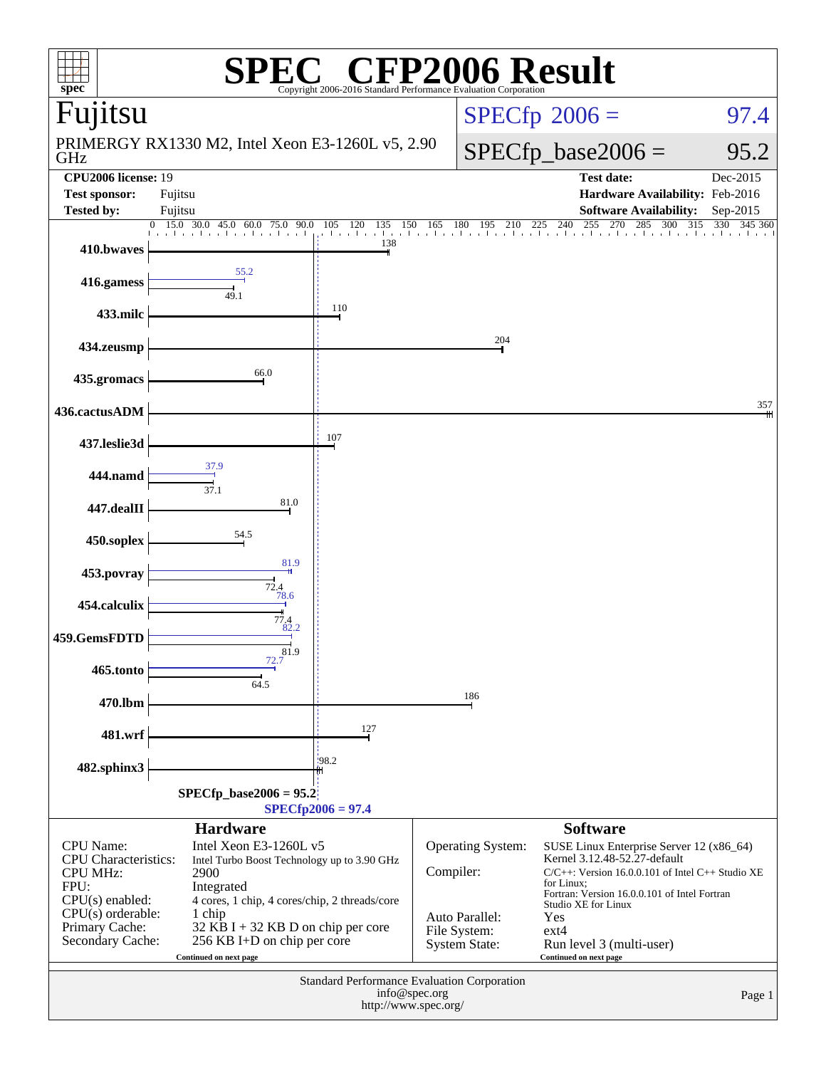# SPEC CFP2006 Result

Copyright 2006-2016 Standard Performance Evaluation Corporation

## Fujitsu

PRIMERGY RX1330 M2, Intel Xeon E3-1260L v5, 2.90 GHz

SPECfp 2006 = 97.4

SPECfp_base2006 = 95.2

| | | | |
|---|---|---|---|
| **CPU2006 license:** 19 | | **Test date:** | Dec-2015 |
| **Test sponsor:** | Fujitsu | **Hardware Availability:** | Feb-2016 |
| **Tested by:** | Fujitsu | **Software Availability:** | Sep-2015 |

| Benchmark | Peak | Base |
|---|---|---|
| 410.bwaves | | 138 |
| 416.gamess | 55.2 | 49.1 |
| 433.milc | | 110 |
| 434.zeusmp | | 204 |
| 435.gromacs | | 66.0 |
| 436.cactusADM | | 357 |
| 437.leslie3d | | 107 |
| 444.namd | 37.9 | 37.1 |
| 447.dealII | | 81.0 |
| 450.soplex | | 54.5 |
| 453.povray | 81.9 | 72.4 |
| 454.calculix | 78.6 | 77.4 |
| 459.GemsFDTD | 82.2 | 81.9 |
| 465.tonto | 72.7 | 64.5 |
| 470.lbm | | 186 |
| 481.wrf | | 127 |
| 482.sphinx3 | | 98.2 |

SPECfp_base2006 = 95.2

SPECfp2006 = 97.4

### Hardware

| | |
|---|---|
| CPU Name: | Intel Xeon E3-1260L v5 |
| CPU Characteristics: | Intel Turbo Boost Technology up to 3.90 GHz |
| CPU MHz: | 2900 |
| FPU: | Integrated |
| CPU(s) enabled: | 4 cores, 1 chip, 4 cores/chip, 2 threads/core |
| CPU(s) orderable: | 1 chip |
| Primary Cache: | 32 KB I + 32 KB D on chip per core |
| Secondary Cache: | 256 KB I+D on chip per core |

Continued on next page

### Software

| | |
|---|---|
| Operating System: | SUSE Linux Enterprise Server 12 (x86_64) Kernel 3.12.48-52.27-default |
| Compiler: | C/C++: Version 16.0.0.101 of Intel C++ Studio XE for Linux; Fortran: Version 16.0.0.101 of Intel Fortran Studio XE for Linux |
| Auto Parallel: | Yes |
| File System: | ext4 |
| System State: | Run level 3 (multi-user) |

Continued on next page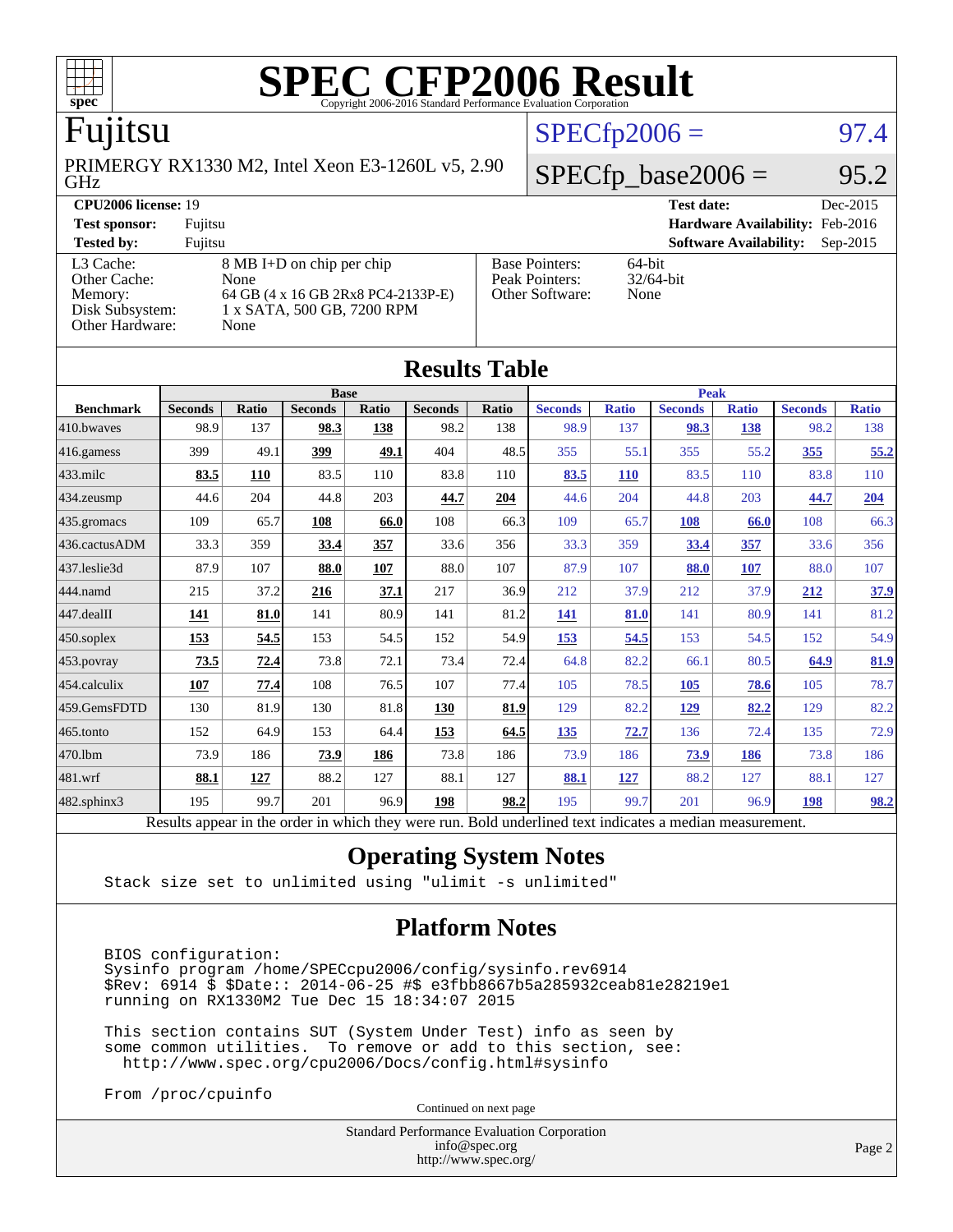# SPEC CFP2006 Result

Copyright 2006-2016 Standard Performance Evaluation Corporation

## Fujitsu

PRIMERGY RX1330 M2, Intel Xeon E3-1260L v5, 2.90 GHz

SPECfp2006 = 97.4

SPECfp_base2006 = 95.2

| | | | |
|---|---|---|---|
| **CPU2006 license:** 19 | | **Test date:** | Dec-2015 |
| **Test sponsor:** | Fujitsu | **Hardware Availability:** | Feb-2016 |
| **Tested by:** | Fujitsu | **Software Availability:** | Sep-2015 |

| | |
|---|---|
| L3 Cache: | 8 MB I+D on chip per chip |
| Other Cache: | None |
| Memory: | 64 GB (4 x 16 GB 2Rx8 PC4-2133P-E) |
| Disk Subsystem: | 1 x SATA, 500 GB, 7200 RPM |
| Other Hardware: | None |

| | |
|---|---|
| Base Pointers: | 64-bit |
| Peak Pointers: | 32/64-bit |
| Other Software: | None |

## Results Table

| Benchmark | Base | | | | | | Peak | | | | | |
|---|---|---|---|---|---|---|---|---|---|---|---|---|
| | Seconds | Ratio | Seconds | Ratio | Seconds | Ratio | Seconds | Ratio | Seconds | Ratio | Seconds | Ratio |
| 410.bwaves | 98.9 | 137 | **98.3** | **138** | 98.2 | 138 | 98.9 | 137 | **98.3** | **138** | 98.2 | 138 |
| 416.gamess | 399 | 49.1 | **399** | **49.1** | 404 | 48.5 | 355 | 55.1 | 355 | 55.2 | **355** | **55.2** |
| 433.milc | **83.5** | **110** | 83.5 | 110 | 83.8 | 110 | **83.5** | **110** | 83.5 | 110 | 83.8 | 110 |
| 434.zeusmp | 44.6 | 204 | 44.8 | 203 | **44.7** | **204** | 44.6 | 204 | 44.8 | 203 | **44.7** | **204** |
| 435.gromacs | 109 | 65.7 | **108** | **66.0** | 108 | 66.3 | 109 | 65.7 | **108** | **66.0** | 108 | 66.3 |
| 436.cactusADM | 33.3 | 359 | **33.4** | **357** | 33.6 | 356 | 33.3 | 359 | **33.4** | **357** | 33.6 | 356 |
| 437.leslie3d | 87.9 | 107 | **88.0** | **107** | 88.0 | 107 | 87.9 | 107 | **88.0** | **107** | 88.0 | 107 |
| 444.namd | 215 | 37.2 | **216** | **37.1** | 217 | 36.9 | 212 | 37.9 | 212 | 37.9 | **212** | **37.9** |
| 447.dealII | **141** | **81.0** | 141 | 80.9 | 141 | 81.2 | **141** | **81.0** | 141 | 80.9 | 141 | 81.2 |
| 450.soplex | **153** | **54.5** | 153 | 54.5 | 152 | 54.9 | **153** | **54.5** | 153 | 54.5 | 152 | 54.9 |
| 453.povray | **73.5** | **72.4** | 73.8 | 72.1 | 73.4 | 72.4 | 64.8 | 82.2 | 66.1 | 80.5 | **64.9** | **81.9** |
| 454.calculix | **107** | **77.4** | 108 | 76.5 | 107 | 77.4 | 105 | 78.5 | **105** | **78.6** | 105 | 78.7 |
| 459.GemsFDTD | 130 | 81.9 | 130 | 81.8 | **130** | **81.9** | 129 | 82.2 | **129** | **82.2** | 129 | 82.2 |
| 465.tonto | 152 | 64.9 | 153 | 64.4 | **153** | **64.5** | **135** | **72.7** | 136 | 72.4 | 135 | 72.9 |
| 470.lbm | 73.9 | 186 | **73.9** | **186** | 73.8 | 186 | 73.9 | 186 | **73.9** | **186** | 73.8 | 186 |
| 481.wrf | **88.1** | **127** | 88.2 | 127 | 88.1 | 127 | **88.1** | **127** | 88.2 | 127 | 88.1 | 127 |
| 482.sphinx3 | 195 | 99.7 | 201 | 96.9 | **198** | **98.2** | 195 | 99.7 | 201 | 96.9 | **198** | **98.2** |

Results appear in the order in which they were run. Bold underlined text indicates a median measurement.

## Operating System Notes

```
Stack size set to unlimited using "ulimit -s unlimited"
```

## Platform Notes

```
BIOS configuration:
Sysinfo program /home/SPECcpu2006/config/sysinfo.rev6914
$Rev: 6914 $ $Date:: 2014-06-25 #$ e3fbb8667b5a285932ceab81e28219e1
running on RX1330M2 Tue Dec 15 18:34:07 2015

This section contains SUT (System Under Test) info as seen by
some common utilities.  To remove or add to this section, see:
  http://www.spec.org/cpu2006/Docs/config.html#sysinfo

From /proc/cpuinfo
```

Continued on next page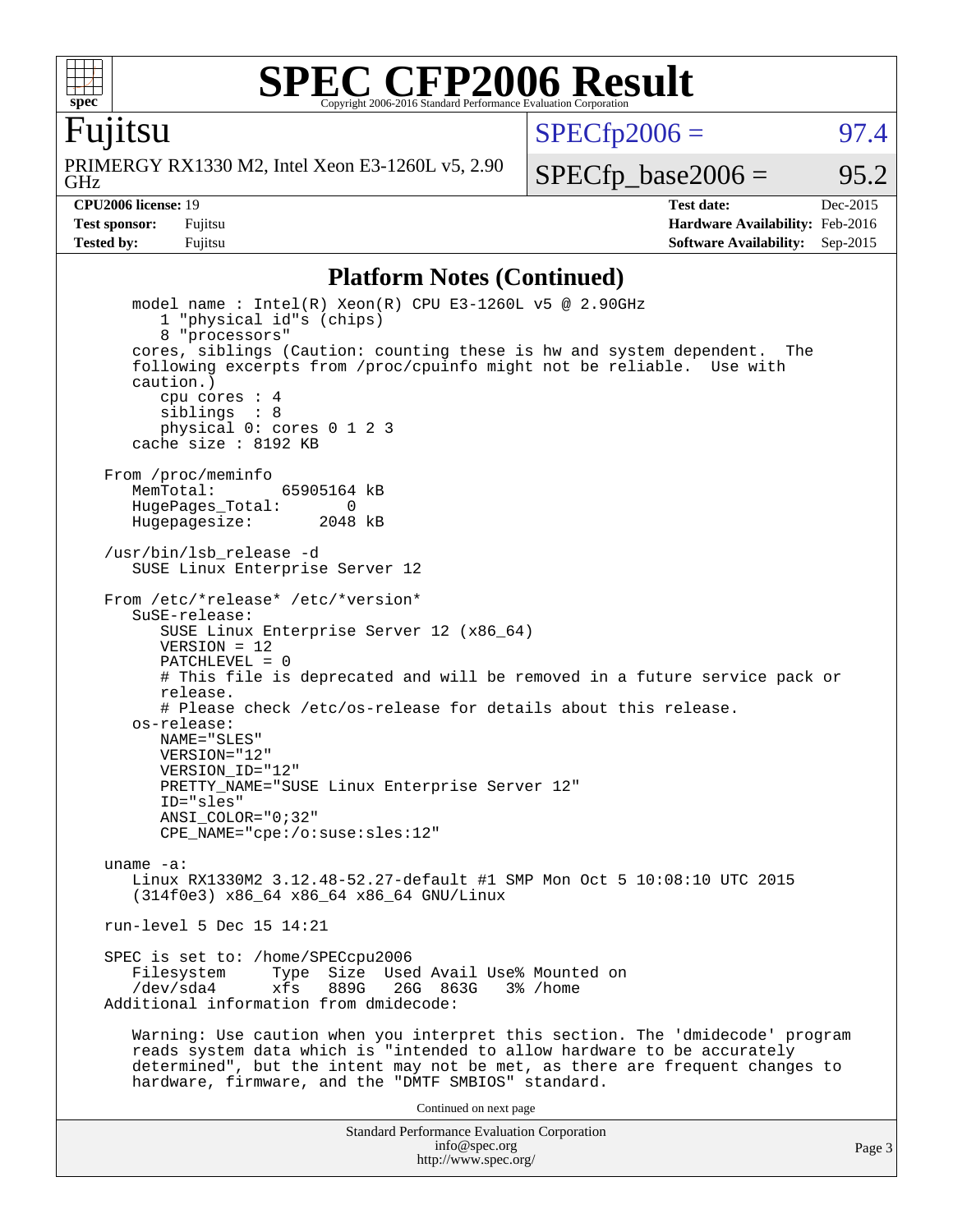# SPEC CFP2006 Result

Copyright 2006-2016 Standard Performance Evaluation Corporation

**Fujitsu**

PRIMERGY RX1330 M2, Intel Xeon E3-1260L v5, 2.90 GHz

SPECfp2006 = 97.4

SPECfp_base2006 = 95.2

| | | | |
|---|---|---|---|
| **CPU2006 license:** 19 | | **Test date:** | Dec-2015 |
| **Test sponsor:** | Fujitsu | **Hardware Availability:** | Feb-2016 |
| **Tested by:** | Fujitsu | **Software Availability:** | Sep-2015 |

## Platform Notes (Continued)

```
    model name : Intel(R) Xeon(R) CPU E3-1260L v5 @ 2.90GHz
       1 "physical id"s (chips)
       8 "processors"
    cores, siblings (Caution: counting these is hw and system dependent.  The
    following excerpts from /proc/cpuinfo might not be reliable.  Use with
    caution.)
       cpu cores : 4
       siblings  : 8
       physical 0: cores 0 1 2 3
    cache size : 8192 KB

 From /proc/meminfo
    MemTotal:       65905164 kB
    HugePages_Total:       0
    Hugepagesize:       2048 kB

 /usr/bin/lsb_release -d
    SUSE Linux Enterprise Server 12

 From /etc/*release* /etc/*version*
    SuSE-release:
       SUSE Linux Enterprise Server 12 (x86_64)
       VERSION = 12
       PATCHLEVEL = 0
       # This file is deprecated and will be removed in a future service pack or
       release.
       # Please check /etc/os-release for details about this release.
    os-release:
       NAME="SLES"
       VERSION="12"
       VERSION_ID="12"
       PRETTY_NAME="SUSE Linux Enterprise Server 12"
       ID="sles"
       ANSI_COLOR="0;32"
       CPE_NAME="cpe:/o:suse:sles:12"

 uname -a:
    Linux RX1330M2 3.12.48-52.27-default #1 SMP Mon Oct 5 10:08:10 UTC 2015
    (314f0e3) x86_64 x86_64 x86_64 GNU/Linux

 run-level 5 Dec 15 14:21

 SPEC is set to: /home/SPECcpu2006
    Filesystem     Type  Size  Used Avail Use% Mounted on
    /dev/sda4      xfs   889G   26G  863G   3% /home
 Additional information from dmidecode:

    Warning: Use caution when you interpret this section. The 'dmidecode' program
    reads system data which is "intended to allow hardware to be accurately
    determined", but the intent may not be met, as there are frequent changes to
    hardware, firmware, and the "DMTF SMBIOS" standard.
```

Continued on next page

Standard Performance Evaluation Corporation
info@spec.org
http://www.spec.org/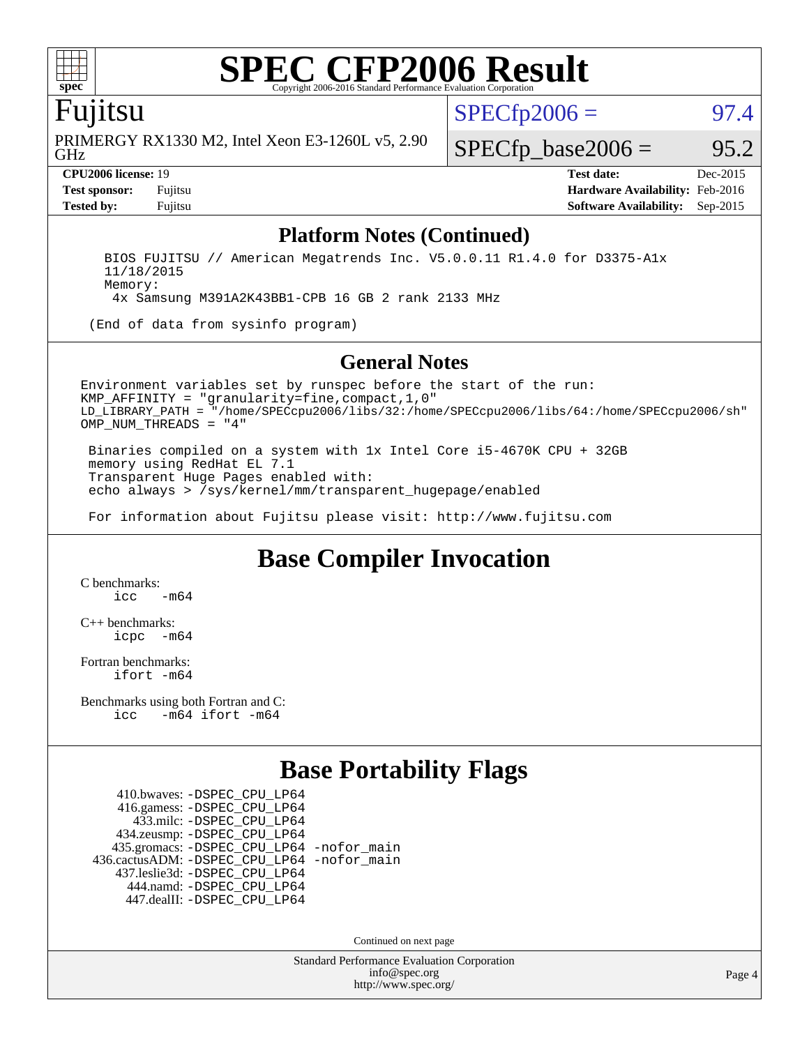# SPEC CFP2006 Result

Copyright 2006-2016 Standard Performance Evaluation Corporation

## Fujitsu

PRIMERGY RX1330 M2, Intel Xeon E3-1260L v5, 2.90 GHz

SPECfp2006 = 97.4

SPECfp_base2006 = 95.2

| | | | |
|---|---|---|---|
| **CPU2006 license:** 19 | | **Test date:** | Dec-2015 |
| **Test sponsor:** | Fujitsu | **Hardware Availability:** | Feb-2016 |
| **Tested by:** | Fujitsu | **Software Availability:** | Sep-2015 |

### Platform Notes (Continued)

```
    BIOS FUJITSU // American Megatrends Inc. V5.0.0.11 R1.4.0 for D3375-A1x
    11/18/2015
    Memory:
     4x Samsung M391A2K43BB1-CPB 16 GB 2 rank 2133 MHz

   (End of data from sysinfo program)
```

### General Notes

```
Environment variables set by runspec before the start of the run:
KMP_AFFINITY = "granularity=fine,compact,1,0"
LD_LIBRARY_PATH = "/home/SPECcpu2006/libs/32:/home/SPECcpu2006/libs/64:/home/SPECcpu2006/sh"
OMP_NUM_THREADS = "4"

 Binaries compiled on a system with 1x Intel Core i5-4670K CPU + 32GB
 memory using RedHat EL 7.1
 Transparent Huge Pages enabled with:
 echo always > /sys/kernel/mm/transparent_hugepage/enabled

 For information about Fujitsu please visit: http://www.fujitsu.com
```

## Base Compiler Invocation

C benchmarks:
    icc   -m64

C++ benchmarks:
    icpc  -m64

Fortran benchmarks:
    ifort -m64

Benchmarks using both Fortran and C:
    icc   -m64 ifort -m64

## Base Portability Flags

410.bwaves: -DSPEC_CPU_LP64
416.gamess: -DSPEC_CPU_LP64
433.milc: -DSPEC_CPU_LP64
434.zeusmp: -DSPEC_CPU_LP64
435.gromacs: -DSPEC_CPU_LP64 -nofor_main
436.cactusADM: -DSPEC_CPU_LP64 -nofor_main
437.leslie3d: -DSPEC_CPU_LP64
444.namd: -DSPEC_CPU_LP64
447.dealII: -DSPEC_CPU_LP64

Continued on next page

Standard Performance Evaluation Corporation
info@spec.org
http://www.spec.org/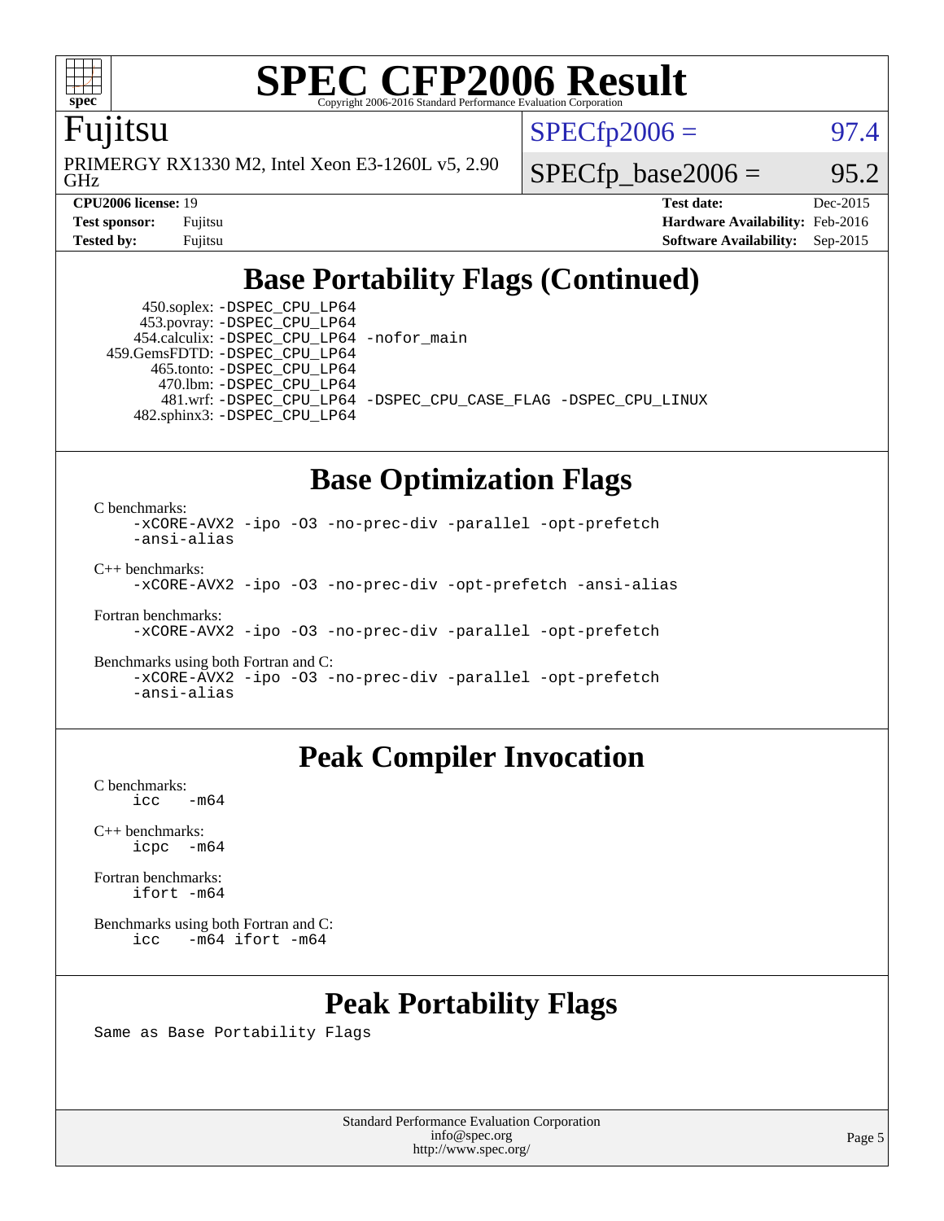# SPEC CFP2006 Result

Copyright 2006-2016 Standard Performance Evaluation Corporation

## Fujitsu

PRIMERGY RX1330 M2, Intel Xeon E3-1260L v5, 2.90 GHz

SPECfp2006 = 97.4

SPECfp_base2006 = 95.2

| | | | |
|---|---|---|---|
| **CPU2006 license:** 19 | | **Test date:** | Dec-2015 |
| **Test sponsor:** | Fujitsu | **Hardware Availability:** | Feb-2016 |
| **Tested by:** | Fujitsu | **Software Availability:** | Sep-2015 |

## Base Portability Flags (Continued)

450.soplex: `-DSPEC_CPU_LP64`
453.povray: `-DSPEC_CPU_LP64`
454.calculix: `-DSPEC_CPU_LP64 -nofor_main`
459.GemsFDTD: `-DSPEC_CPU_LP64`
465.tonto: `-DSPEC_CPU_LP64`
470.lbm: `-DSPEC_CPU_LP64`
481.wrf: `-DSPEC_CPU_LP64 -DSPEC_CPU_CASE_FLAG -DSPEC_CPU_LINUX`
482.sphinx3: `-DSPEC_CPU_LP64`

## Base Optimization Flags

C benchmarks:
```
-xCORE-AVX2 -ipo -O3 -no-prec-div -parallel -opt-prefetch
-ansi-alias
```

C++ benchmarks:
```
-xCORE-AVX2 -ipo -O3 -no-prec-div -opt-prefetch -ansi-alias
```

Fortran benchmarks:
```
-xCORE-AVX2 -ipo -O3 -no-prec-div -parallel -opt-prefetch
```

Benchmarks using both Fortran and C:
```
-xCORE-AVX2 -ipo -O3 -no-prec-div -parallel -opt-prefetch
-ansi-alias
```

## Peak Compiler Invocation

C benchmarks:
```
icc   -m64
```

C++ benchmarks:
```
icpc  -m64
```

Fortran benchmarks:
```
ifort -m64
```

Benchmarks using both Fortran and C:
```
icc   -m64 ifort -m64
```

## Peak Portability Flags

Same as Base Portability Flags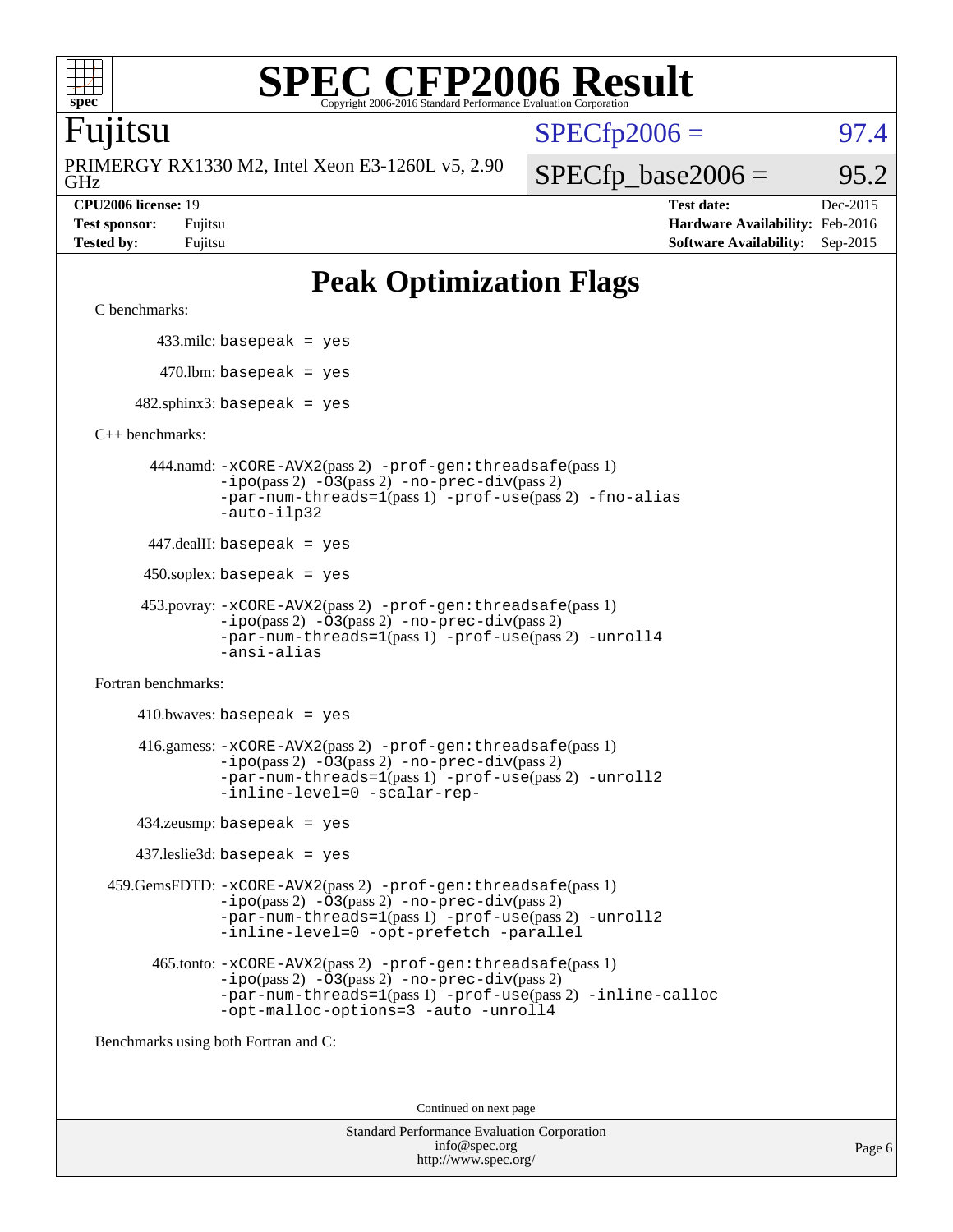# SPEC CFP2006 Result

Copyright 2006-2016 Standard Performance Evaluation Corporation

## Fujitsu

PRIMERGY RX1330 M2, Intel Xeon E3-1260L v5, 2.90 GHz

SPECfp2006 = 97.4

SPECfp_base2006 = 95.2

**CPU2006 license:** 19
**Test sponsor:** Fujitsu
**Tested by:** Fujitsu

**Test date:** Dec-2015
**Hardware Availability:** Feb-2016
**Software Availability:** Sep-2015

# Peak Optimization Flags

C benchmarks:

433.milc: basepeak = yes

470.lbm: basepeak = yes

482.sphinx3: basepeak = yes

C++ benchmarks:

444.namd: -xCORE-AVX2(pass 2) -prof-gen:threadsafe(pass 1) -ipo(pass 2) -O3(pass 2) -no-prec-div(pass 2) -par-num-threads=1(pass 1) -prof-use(pass 2) -fno-alias -auto-ilp32

447.dealII: basepeak = yes

450.soplex: basepeak = yes

453.povray: -xCORE-AVX2(pass 2) -prof-gen:threadsafe(pass 1) -ipo(pass 2) -O3(pass 2) -no-prec-div(pass 2) -par-num-threads=1(pass 1) -prof-use(pass 2) -unroll4 -ansi-alias

Fortran benchmarks:

410.bwaves: basepeak = yes

416.gamess: -xCORE-AVX2(pass 2) -prof-gen:threadsafe(pass 1) -ipo(pass 2) -O3(pass 2) -no-prec-div(pass 2) -par-num-threads=1(pass 1) -prof-use(pass 2) -unroll2 -inline-level=0 -scalar-rep-

434.zeusmp: basepeak = yes

437.leslie3d: basepeak = yes

459.GemsFDTD: -xCORE-AVX2(pass 2) -prof-gen:threadsafe(pass 1) -ipo(pass 2) -O3(pass 2) -no-prec-div(pass 2) -par-num-threads=1(pass 1) -prof-use(pass 2) -unroll2 -inline-level=0 -opt-prefetch -parallel

465.tonto: -xCORE-AVX2(pass 2) -prof-gen:threadsafe(pass 1) -ipo(pass 2) -O3(pass 2) -no-prec-div(pass 2) -par-num-threads=1(pass 1) -prof-use(pass 2) -inline-calloc -opt-malloc-options=3 -auto -unroll4

Benchmarks using both Fortran and C:

Continued on next page

Standard Performance Evaluation Corporation
info@spec.org
http://www.spec.org/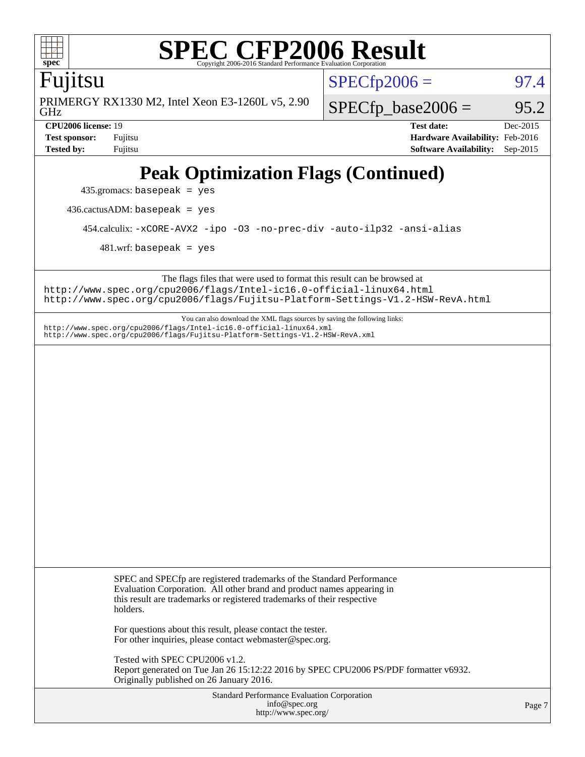# SPEC CFP2006 Result

Copyright 2006-2016 Standard Performance Evaluation Corporation

**Fujitsu**

PRIMERGY RX1330 M2, Intel Xeon E3-1260L v5, 2.90 GHz

SPECfp2006 = 97.4

SPECfp_base2006 = 95.2

| | | | |
|---|---|---|---|
| **CPU2006 license:** 19 | | **Test date:** | Dec-2015 |
| **Test sponsor:** | Fujitsu | **Hardware Availability:** | Feb-2016 |
| **Tested by:** | Fujitsu | **Software Availability:** | Sep-2015 |

## Peak Optimization Flags (Continued)

435.gromacs: `basepeak = yes`

436.cactusADM: `basepeak = yes`

454.calculix: `-xCORE-AVX2 -ipo -O3 -no-prec-div -auto-ilp32 -ansi-alias`

481.wrf: `basepeak = yes`

The flags files that were used to format this result can be browsed at
`http://www.spec.org/cpu2006/flags/Intel-ic16.0-official-linux64.html`
`http://www.spec.org/cpu2006/flags/Fujitsu-Platform-Settings-V1.2-HSW-RevA.html`

You can also download the XML flags sources by saving the following links:
`http://www.spec.org/cpu2006/flags/Intel-ic16.0-official-linux64.xml`
`http://www.spec.org/cpu2006/flags/Fujitsu-Platform-Settings-V1.2-HSW-RevA.xml`

SPEC and SPECfp are registered trademarks of the Standard Performance Evaluation Corporation. All other brand and product names appearing in this result are trademarks or registered trademarks of their respective holders.

For questions about this result, please contact the tester.
For other inquiries, please contact webmaster@spec.org.

Tested with SPEC CPU2006 v1.2.
Report generated on Tue Jan 26 15:12:22 2016 by SPEC CPU2006 PS/PDF formatter v6932.
Originally published on 26 January 2016.

Standard Performance Evaluation Corporation
info@spec.org
http://www.spec.org/